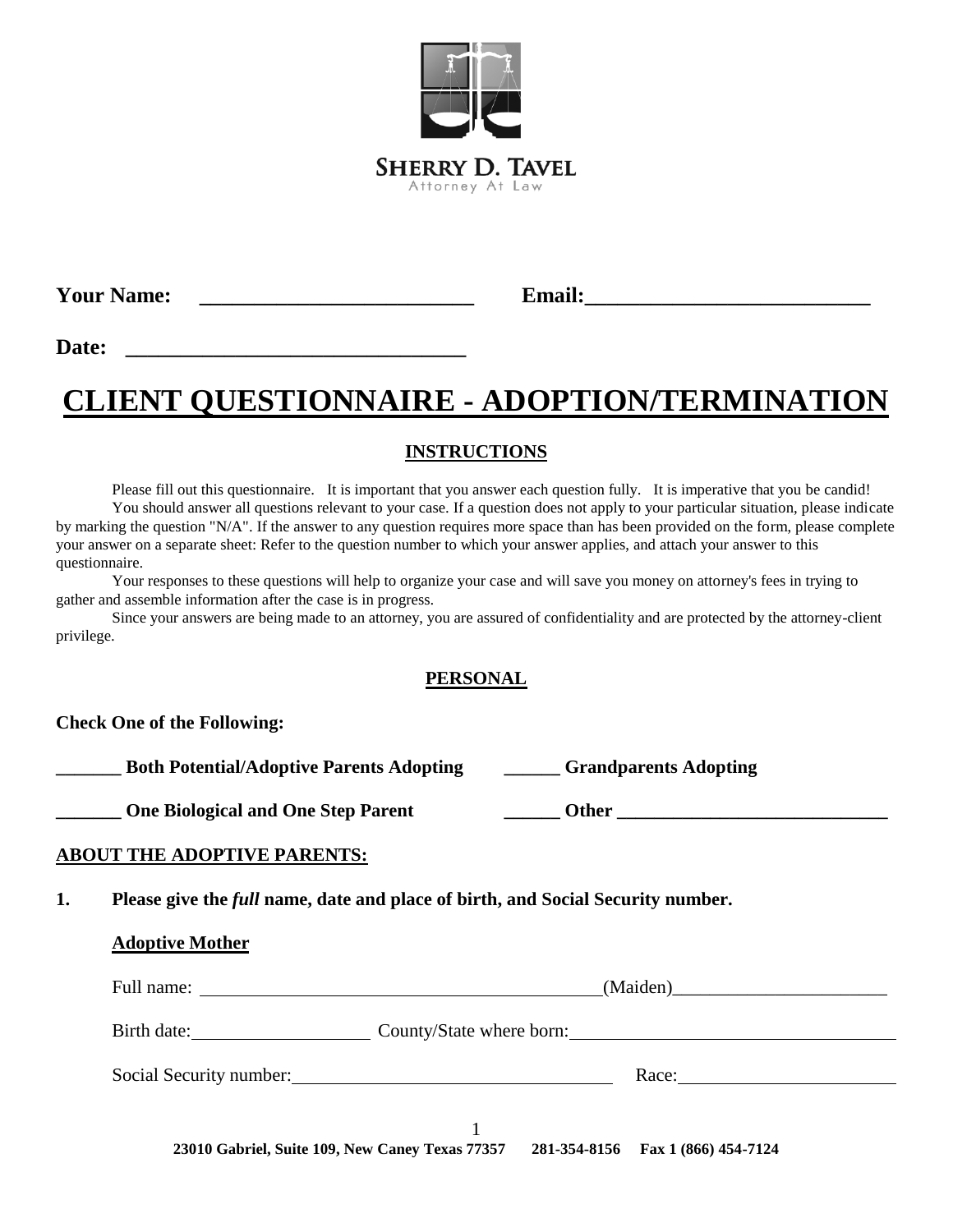**SHERRY D. TAVEL**
Attorney At Law

**Your Name: ___________________________ Email:___________________________**

**Date: ________________________________**

# CLIENT QUESTIONNAIRE - ADOPTION/TERMINATION

## INSTRUCTIONS

Please fill out this questionnaire. It is important that you answer each question fully. It is imperative that you be candid!

You should answer all questions relevant to your case. If a question does not apply to your particular situation, please indicate by marking the question "N/A". If the answer to any question requires more space than has been provided on the form, please complete your answer on a separate sheet: Refer to the question number to which your answer applies, and attach your answer to this questionnaire.

Your responses to these questions will help to organize your case and will save you money on attorney's fees in trying to gather and assemble information after the case is in progress.

Since your answers are being made to an attorney, you are assured of confidentiality and are protected by the attorney-client privilege.

## PERSONAL

**Check One of the Following:**

**_______ Both Potential/Adoptive Parents Adopting** **______ Grandparents Adopting**

**_______ One Biological and One Step Parent** **______ Other ______________________________**

**ABOUT THE ADOPTIVE PARENTS:**

**1. Please give the *full* name, date and place of birth, and Social Security number.**

**Adoptive Mother**

Full name: _____________________________________________(Maiden)________________________

Birth date:___________________ County/State where born:____________________________________

Social Security number:____________________________________ Race:________________________

**23010 Gabriel, Suite 109, New Caney Texas 77357 281-354-8156 Fax 1 (866) 454-7124**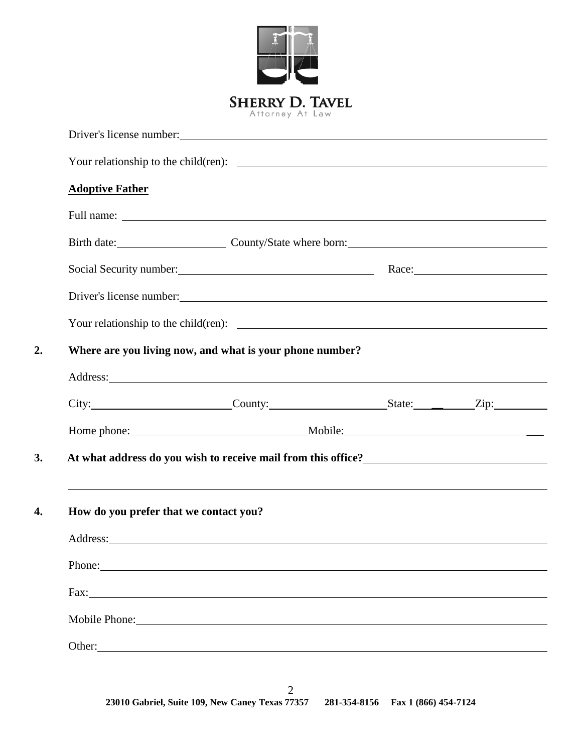Driver's license number: \_\_\_\_\_\_\_\_\_\_\_\_\_\_\_\_\_\_\_\_\_\_\_\_\_\_\_\_\_\_\_\_\_\_\_\_\_\_\_\_

Your relationship to the child(ren): \_\_\_\_\_\_\_\_\_\_\_\_\_\_\_\_\_\_\_\_\_\_\_\_\_\_\_\_\_\_\_\_\_\_\_\_\_\_\_\_

**Adoptive Father**

Full name: \_\_\_\_\_\_\_\_\_\_\_\_\_\_\_\_\_\_\_\_\_\_\_\_\_\_\_\_\_\_\_\_\_\_\_\_\_\_\_\_

Birth date: \_\_\_\_\_\_\_\_\_\_\_\_\_\_\_\_\_\_\_\_ County/State where born: \_\_\_\_\_\_\_\_\_\_\_\_\_\_\_\_\_\_\_\_\_\_\_\_\_\_\_\_

Social Security number: \_\_\_\_\_\_\_\_\_\_\_\_\_\_\_\_\_\_\_\_\_\_\_\_\_\_\_\_ Race: \_\_\_\_\_\_\_\_\_\_\_\_\_\_\_\_\_\_\_\_

Driver's license number: \_\_\_\_\_\_\_\_\_\_\_\_\_\_\_\_\_\_\_\_\_\_\_\_\_\_\_\_\_\_\_\_\_\_\_\_\_\_\_\_

Your relationship to the child(ren): \_\_\_\_\_\_\_\_\_\_\_\_\_\_\_\_\_\_\_\_\_\_\_\_\_\_\_\_\_\_\_\_\_\_\_\_\_\_\_\_

**2. Where are you living now, and what is your phone number?**

Address: \_\_\_\_\_\_\_\_\_\_\_\_\_\_\_\_\_\_\_\_\_\_\_\_\_\_\_\_\_\_\_\_\_\_\_\_\_\_\_\_

City: \_\_\_\_\_\_\_\_\_\_\_\_\_\_\_\_\_\_\_\_ County: \_\_\_\_\_\_\_\_\_\_\_\_\_\_\_\_\_\_\_\_ State: \_\_\_\_\_\_\_\_ Zip: \_\_\_\_\_\_\_\_

Home phone: \_\_\_\_\_\_\_\_\_\_\_\_\_\_\_\_\_\_\_\_\_\_\_\_\_\_\_\_ Mobile: \_\_\_\_\_\_\_\_\_\_\_\_\_\_\_\_\_\_\_\_\_\_\_\_\_\_\_\_

**3. At what address do you wish to receive mail from this office?** \_\_\_\_\_\_\_\_\_\_\_\_\_\_\_\_\_\_\_\_\_\_\_\_\_\_\_\_

\_\_\_\_\_\_\_\_\_\_\_\_\_\_\_\_\_\_\_\_\_\_\_\_\_\_\_\_\_\_\_\_\_\_\_\_\_\_\_\_\_\_\_\_\_\_\_\_\_\_\_\_\_\_\_\_

**4. How do you prefer that we contact you?**

Address: \_\_\_\_\_\_\_\_\_\_\_\_\_\_\_\_\_\_\_\_\_\_\_\_\_\_\_\_\_\_\_\_\_\_\_\_\_\_\_\_

Phone: \_\_\_\_\_\_\_\_\_\_\_\_\_\_\_\_\_\_\_\_\_\_\_\_\_\_\_\_\_\_\_\_\_\_\_\_\_\_\_\_

Fax: \_\_\_\_\_\_\_\_\_\_\_\_\_\_\_\_\_\_\_\_\_\_\_\_\_\_\_\_\_\_\_\_\_\_\_\_\_\_\_\_

Mobile Phone: \_\_\_\_\_\_\_\_\_\_\_\_\_\_\_\_\_\_\_\_\_\_\_\_\_\_\_\_\_\_\_\_\_\_\_\_\_\_\_\_

Other: \_\_\_\_\_\_\_\_\_\_\_\_\_\_\_\_\_\_\_\_\_\_\_\_\_\_\_\_\_\_\_\_\_\_\_\_\_\_\_\_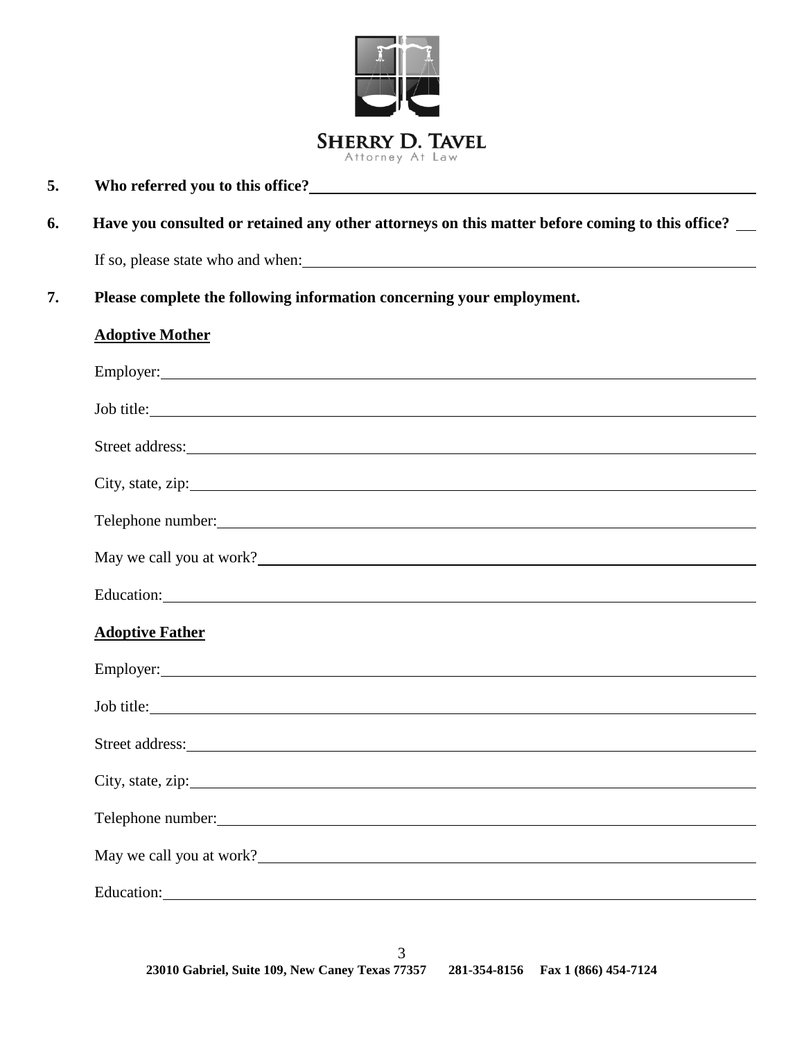**SHERRY D. TAVEL**
Attorney At Law

**5. Who referred you to this office?** \_\_\_\_\_\_\_\_\_\_\_\_\_\_\_\_\_\_\_\_\_\_\_\_\_\_\_\_\_\_

**6. Have you consulted or retained any other attorneys on this matter before coming to this office?** \_\_\_

If so, please state who and when: \_\_\_\_\_\_\_\_\_\_\_\_\_\_\_\_\_\_\_\_\_\_\_\_\_\_\_\_\_\_

**7. Please complete the following information concerning your employment.**

**Adoptive Mother**

Employer: \_\_\_\_\_\_\_\_\_\_\_\_\_\_\_\_\_\_\_\_\_\_\_\_\_\_\_\_\_\_

Job title: \_\_\_\_\_\_\_\_\_\_\_\_\_\_\_\_\_\_\_\_\_\_\_\_\_\_\_\_\_\_

Street address: \_\_\_\_\_\_\_\_\_\_\_\_\_\_\_\_\_\_\_\_\_\_\_\_\_\_\_\_\_\_

City, state, zip: \_\_\_\_\_\_\_\_\_\_\_\_\_\_\_\_\_\_\_\_\_\_\_\_\_\_\_\_\_\_

Telephone number: \_\_\_\_\_\_\_\_\_\_\_\_\_\_\_\_\_\_\_\_\_\_\_\_\_\_\_\_\_\_

May we call you at work? \_\_\_\_\_\_\_\_\_\_\_\_\_\_\_\_\_\_\_\_\_\_\_\_\_\_\_\_\_\_

Education: \_\_\_\_\_\_\_\_\_\_\_\_\_\_\_\_\_\_\_\_\_\_\_\_\_\_\_\_\_\_

**Adoptive Father**

Employer: \_\_\_\_\_\_\_\_\_\_\_\_\_\_\_\_\_\_\_\_\_\_\_\_\_\_\_\_\_\_

Job title: \_\_\_\_\_\_\_\_\_\_\_\_\_\_\_\_\_\_\_\_\_\_\_\_\_\_\_\_\_\_

Street address: \_\_\_\_\_\_\_\_\_\_\_\_\_\_\_\_\_\_\_\_\_\_\_\_\_\_\_\_\_\_

City, state, zip: \_\_\_\_\_\_\_\_\_\_\_\_\_\_\_\_\_\_\_\_\_\_\_\_\_\_\_\_\_\_

Telephone number: \_\_\_\_\_\_\_\_\_\_\_\_\_\_\_\_\_\_\_\_\_\_\_\_\_\_\_\_\_\_

May we call you at work? \_\_\_\_\_\_\_\_\_\_\_\_\_\_\_\_\_\_\_\_\_\_\_\_\_\_\_\_\_\_

Education: \_\_\_\_\_\_\_\_\_\_\_\_\_\_\_\_\_\_\_\_\_\_\_\_\_\_\_\_\_\_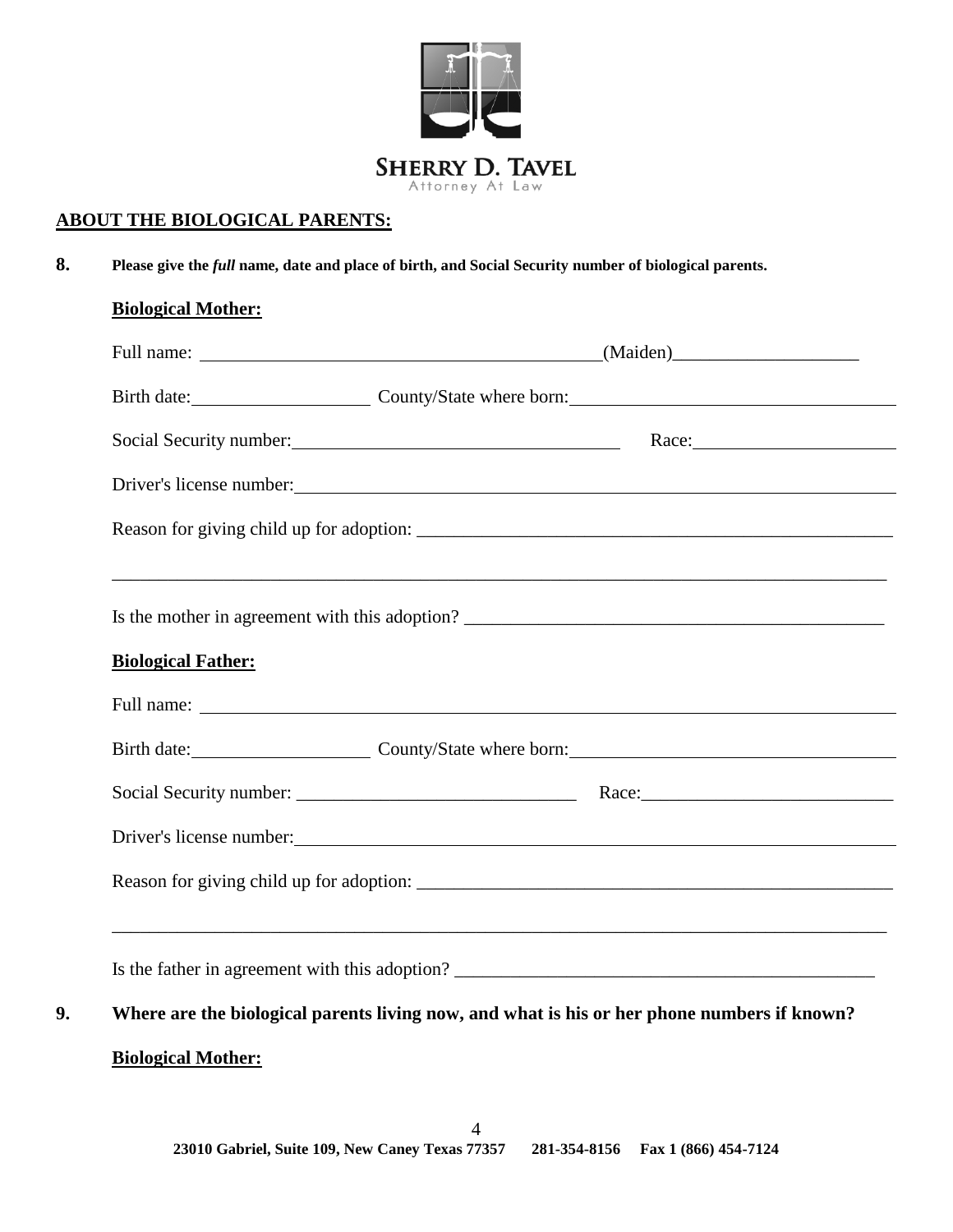**SHERRY D. TAVEL**
Attorney At Law

**ABOUT THE BIOLOGICAL PARENTS:**

**8.** **Please give the *full* name, date and place of birth, and Social Security number of biological parents.**

**Biological Mother:**

Full name: ____________________________________________(Maiden)____________________

Birth date:___________________ County/State where born:___________________________________

Social Security number:____________________________________ Race:______________________

Driver's license number:____________________________________________________________________

Reason for giving child up for adoption: _____________________________________________________

_______________________________________________________________________________________

Is the mother in agreement with this adoption? ____________________________________________

**Biological Father:**

Full name: ____________________________________________________________________________

Birth date:___________________ County/State where born:___________________________________

Social Security number: ______________________________ Race:___________________________

Driver's license number:____________________________________________________________________

Reason for giving child up for adoption: _____________________________________________________

_______________________________________________________________________________________

Is the father in agreement with this adoption? _____________________________________________

**9.** **Where are the biological parents living now, and what is his or her phone numbers if known?**

**Biological Mother:**

**23010 Gabriel, Suite 109, New Caney Texas 77357 281-354-8156 Fax 1 (866) 454-7124**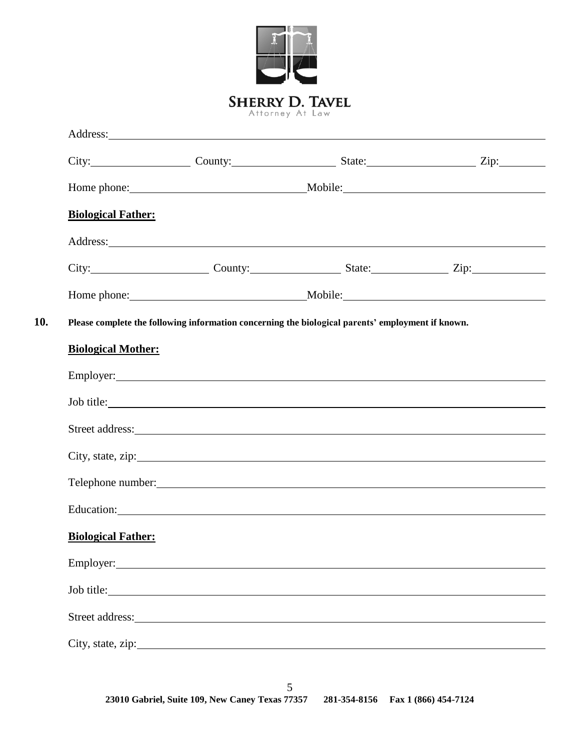**SHERRY D. TAVEL**
Attorney At Law

Address: ______________________________________________

City: ______________ County: ______________ State: ______________ Zip: ________

Home phone: ______________________ Mobile: ______________________

**Biological Father:**

Address: ______________________________________________

City: ______________ County: ______________ State: ______________ Zip: ________

Home phone: ______________________ Mobile: ______________________

**10.** **Please complete the following information concerning the biological parents' employment if known.**

**Biological Mother:**

Employer: ______________________________________________

Job title: ______________________________________________

Street address: ______________________________________________

City, state, zip: ______________________________________________

Telephone number: ______________________________________________

Education: ______________________________________________

**Biological Father:**

Employer: ______________________________________________

Job title: ______________________________________________

Street address: ______________________________________________

City, state, zip: ______________________________________________

**23010 Gabriel, Suite 109, New Caney Texas 77357 281-354-8156 Fax 1 (866) 454-7124**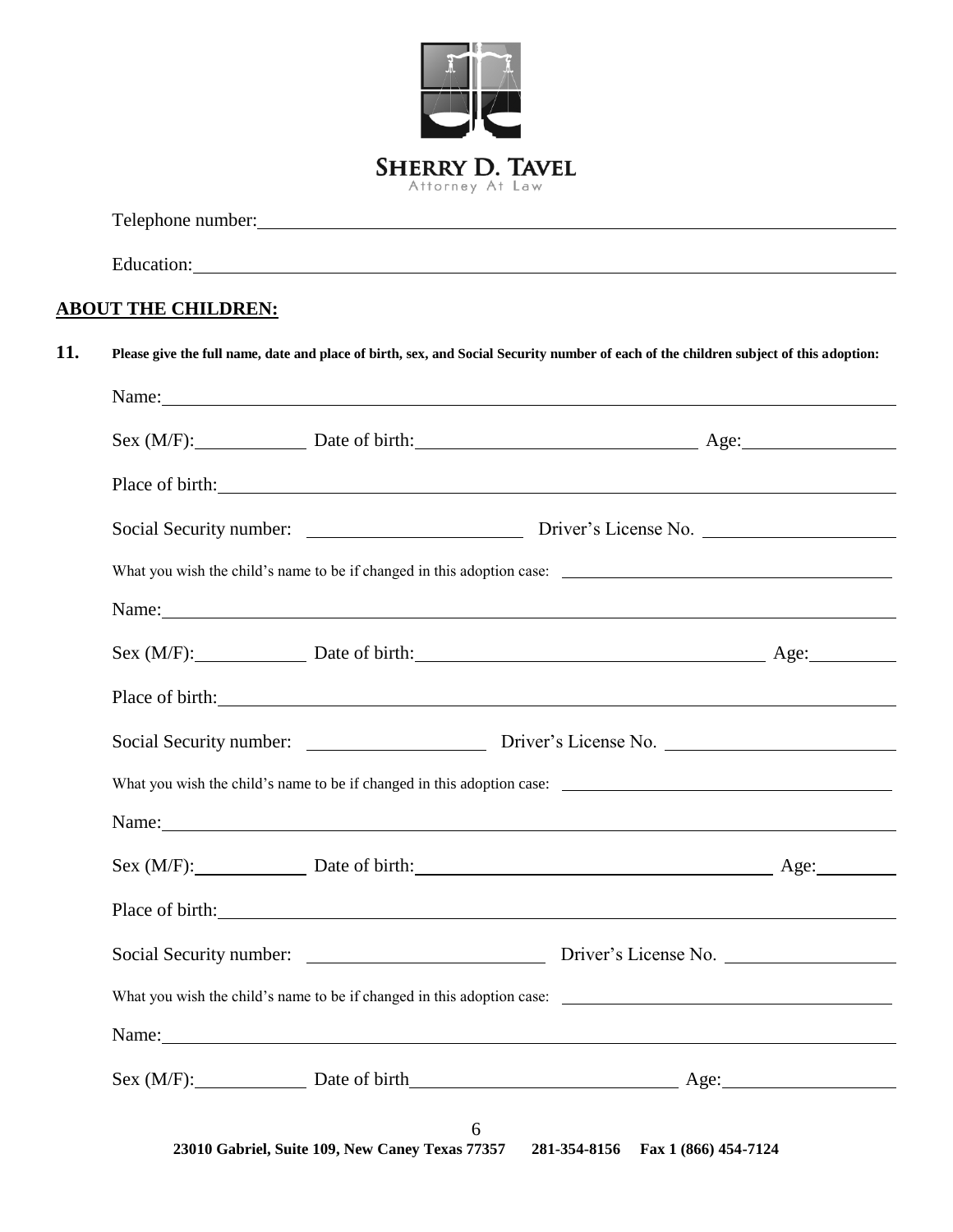Telephone number: \_\_\_\_\_\_\_\_\_\_\_\_\_\_\_\_\_\_\_\_\_\_\_\_\_\_\_\_\_\_

Education: \_\_\_\_\_\_\_\_\_\_\_\_\_\_\_\_\_\_\_\_\_\_\_\_\_\_\_\_\_\_

## ABOUT THE CHILDREN:

**11. Please give the full name, date and place of birth, sex, and Social Security number of each of the children subject of this adoption:**

Name: \_\_\_\_\_\_\_\_\_\_\_\_\_\_\_\_\_\_\_\_\_\_\_\_\_\_\_\_\_\_

Sex (M/F): \_\_\_\_\_\_\_\_ Date of birth: \_\_\_\_\_\_\_\_\_\_\_\_\_\_\_\_ Age: \_\_\_\_\_\_\_\_

Place of birth: \_\_\_\_\_\_\_\_\_\_\_\_\_\_\_\_\_\_\_\_\_\_\_\_\_\_\_\_\_\_

Social Security number: \_\_\_\_\_\_\_\_\_\_\_\_\_\_\_\_ Driver's License No. \_\_\_\_\_\_\_\_\_\_\_\_\_\_\_\_

What you wish the child's name to be if changed in this adoption case: \_\_\_\_\_\_\_\_\_\_\_\_\_\_\_\_\_\_\_\_\_\_\_\_

Name: \_\_\_\_\_\_\_\_\_\_\_\_\_\_\_\_\_\_\_\_\_\_\_\_\_\_\_\_\_\_

Sex (M/F): \_\_\_\_\_\_\_\_ Date of birth: \_\_\_\_\_\_\_\_\_\_\_\_\_\_\_\_ Age: \_\_\_\_\_\_\_\_

Place of birth: \_\_\_\_\_\_\_\_\_\_\_\_\_\_\_\_\_\_\_\_\_\_\_\_\_\_\_\_\_\_

Social Security number: \_\_\_\_\_\_\_\_\_\_\_\_\_\_\_\_ Driver's License No. \_\_\_\_\_\_\_\_\_\_\_\_\_\_\_\_

What you wish the child's name to be if changed in this adoption case: \_\_\_\_\_\_\_\_\_\_\_\_\_\_\_\_\_\_\_\_\_\_\_\_

Name: \_\_\_\_\_\_\_\_\_\_\_\_\_\_\_\_\_\_\_\_\_\_\_\_\_\_\_\_\_\_

Sex (M/F): \_\_\_\_\_\_\_\_ Date of birth: \_\_\_\_\_\_\_\_\_\_\_\_\_\_\_\_ Age: \_\_\_\_\_\_\_\_

Place of birth: \_\_\_\_\_\_\_\_\_\_\_\_\_\_\_\_\_\_\_\_\_\_\_\_\_\_\_\_\_\_

Social Security number: \_\_\_\_\_\_\_\_\_\_\_\_\_\_\_\_ Driver's License No. \_\_\_\_\_\_\_\_\_\_\_\_\_\_\_\_

What you wish the child's name to be if changed in this adoption case: \_\_\_\_\_\_\_\_\_\_\_\_\_\_\_\_\_\_\_\_\_\_\_\_

Name: \_\_\_\_\_\_\_\_\_\_\_\_\_\_\_\_\_\_\_\_\_\_\_\_\_\_\_\_\_\_

Sex (M/F): \_\_\_\_\_\_\_\_ Date of birth \_\_\_\_\_\_\_\_\_\_\_\_\_\_\_\_ Age: \_\_\_\_\_\_\_\_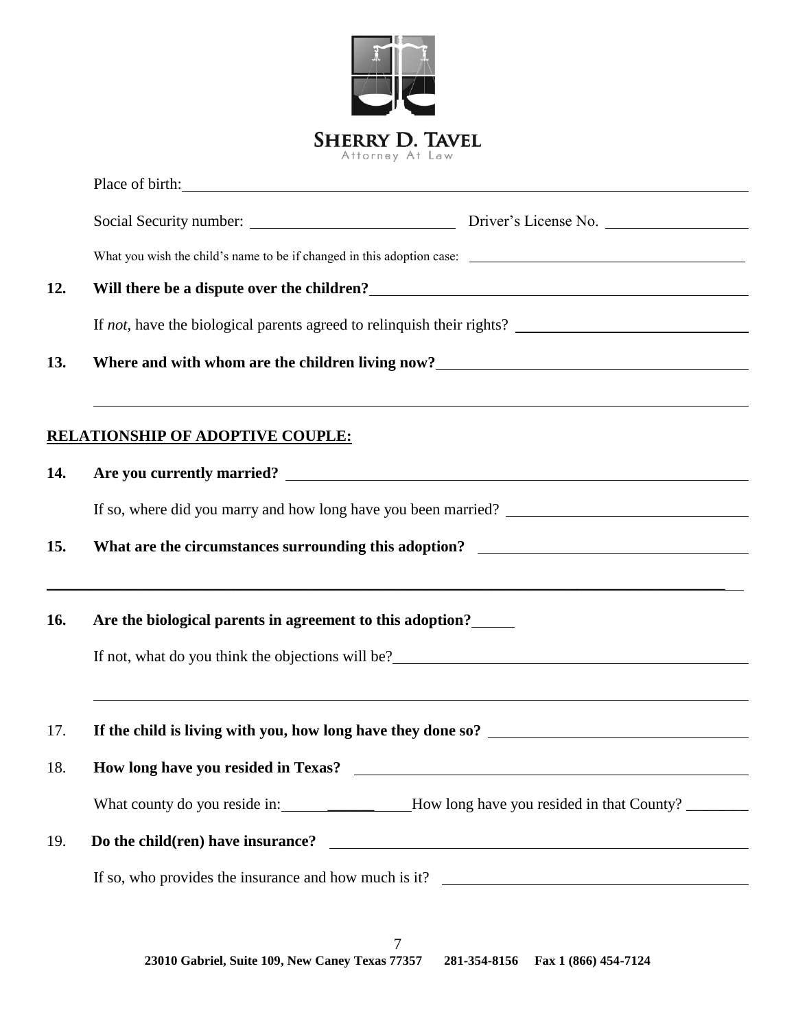**SHERRY D. TAVEL**
Attorney At Law

Place of birth: \_\_\_\_\_\_\_\_\_\_\_\_\_\_\_\_\_\_\_\_\_\_\_\_\_\_\_\_\_\_\_\_\_\_\_\_\_\_\_\_

Social Security number: \_\_\_\_\_\_\_\_\_\_\_\_\_\_\_\_\_\_\_\_ Driver's License No. \_\_\_\_\_\_\_\_\_\_\_\_\_\_\_\_

What you wish the child's name to be if changed in this adoption case: \_\_\_\_\_\_\_\_\_\_\_\_\_\_\_\_\_\_\_\_\_\_\_\_\_\_\_\_

**12. Will there be a dispute over the children?** \_\_\_\_\_\_\_\_\_\_\_\_\_\_\_\_\_\_\_\_\_\_\_\_\_\_\_\_\_\_\_\_

If *not*, have the biological parents agreed to relinquish their rights? \_\_\_\_\_\_\_\_\_\_\_\_\_\_\_\_\_\_\_\_

**13. Where and with whom are the children living now?** \_\_\_\_\_\_\_\_\_\_\_\_\_\_\_\_\_\_\_\_\_\_\_\_\_\_\_\_

\_\_\_\_\_\_\_\_\_\_\_\_\_\_\_\_\_\_\_\_\_\_\_\_\_\_\_\_\_\_\_\_\_\_\_\_\_\_\_\_\_\_\_\_\_\_\_\_\_\_\_\_\_\_\_\_\_\_\_\_\_\_\_\_

**<u>RELATIONSHIP OF ADOPTIVE COUPLE:</u>**

**14. Are you currently married?** \_\_\_\_\_\_\_\_\_\_\_\_\_\_\_\_\_\_\_\_\_\_\_\_\_\_\_\_\_\_\_\_\_\_\_\_\_\_\_\_

If so, where did you marry and how long have you been married? \_\_\_\_\_\_\_\_\_\_\_\_\_\_\_\_\_\_\_\_\_\_

**15. What are the circumstances surrounding this adoption?** \_\_\_\_\_\_\_\_\_\_\_\_\_\_\_\_\_\_\_\_\_\_\_\_

\_\_\_\_\_\_\_\_\_\_\_\_\_\_\_\_\_\_\_\_\_\_\_\_\_\_\_\_\_\_\_\_\_\_\_\_\_\_\_\_\_\_\_\_\_\_\_\_\_\_\_\_\_\_\_\_\_\_\_\_\_\_\_\_

**16. Are the biological parents in agreement to this adoption?** \_\_\_\_\_

If not, what do you think the objections will be? \_\_\_\_\_\_\_\_\_\_\_\_\_\_\_\_\_\_\_\_\_\_\_\_\_\_\_\_\_\_\_\_

\_\_\_\_\_\_\_\_\_\_\_\_\_\_\_\_\_\_\_\_\_\_\_\_\_\_\_\_\_\_\_\_\_\_\_\_\_\_\_\_\_\_\_\_\_\_\_\_\_\_\_\_\_\_\_\_\_\_\_\_\_\_\_\_

17. **If the child is living with you, how long have they done so?** \_\_\_\_\_\_\_\_\_\_\_\_\_\_\_\_\_\_\_\_\_\_

18. **How long have you resided in Texas?** \_\_\_\_\_\_\_\_\_\_\_\_\_\_\_\_\_\_\_\_\_\_\_\_\_\_\_\_\_\_\_\_\_\_\_\_

What county do you reside in: \_\_\_\_\_\_\_\_\_\_\_\_ How long have you resided in that County? \_\_\_\_\_\_\_\_

19. **Do the child(ren) have insurance?** \_\_\_\_\_\_\_\_\_\_\_\_\_\_\_\_\_\_\_\_\_\_\_\_\_\_\_\_\_\_\_\_\_\_\_\_\_\_

If so, who provides the insurance and how much is it? \_\_\_\_\_\_\_\_\_\_\_\_\_\_\_\_\_\_\_\_\_\_\_\_\_\_\_\_

**23010 Gabriel, Suite 109, New Caney Texas 77357 281-354-8156 Fax 1 (866) 454-7124**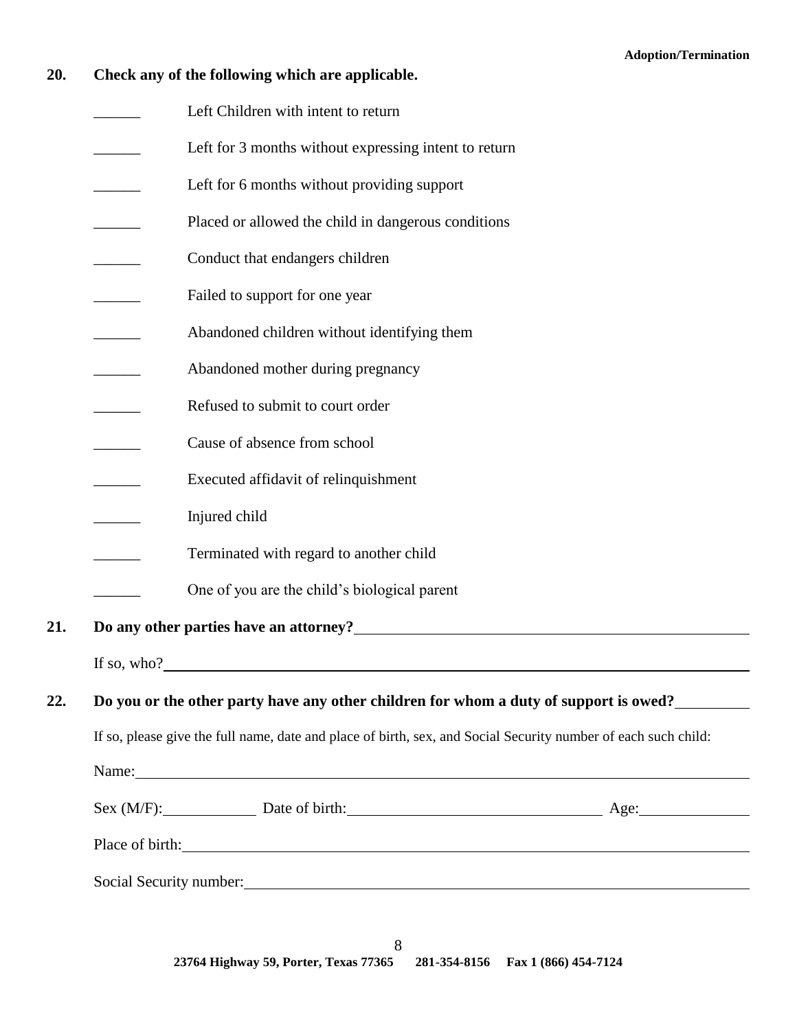**20. Check any of the following which are applicable.**

______ Left Children with intent to return

______ Left for 3 months without expressing intent to return

______ Left for 6 months without providing support

______ Placed or allowed the child in dangerous conditions

______ Conduct that endangers children

______ Failed to support for one year

______ Abandoned children without identifying them

______ Abandoned mother during pregnancy

______ Refused to submit to court order

______ Cause of absence from school

______ Executed affidavit of relinquishment

______ Injured child

______ Terminated with regard to another child

______ One of you are the child's biological parent

**21. Do any other parties have an attorney?** ______________________________

If so, who? ______________________________

**22. Do you or the other party have any other children for whom a duty of support is owed?** __________

If so, please give the full name, date and place of birth, sex, and Social Security number of each such child:

Name: ______________________________

Sex (M/F): __________ Date of birth: ______________________ Age: __________

Place of birth: ______________________________

Social Security number: ______________________________

**23764 Highway 59, Porter, Texas 77365 281-354-8156 Fax 1 (866) 454-7124**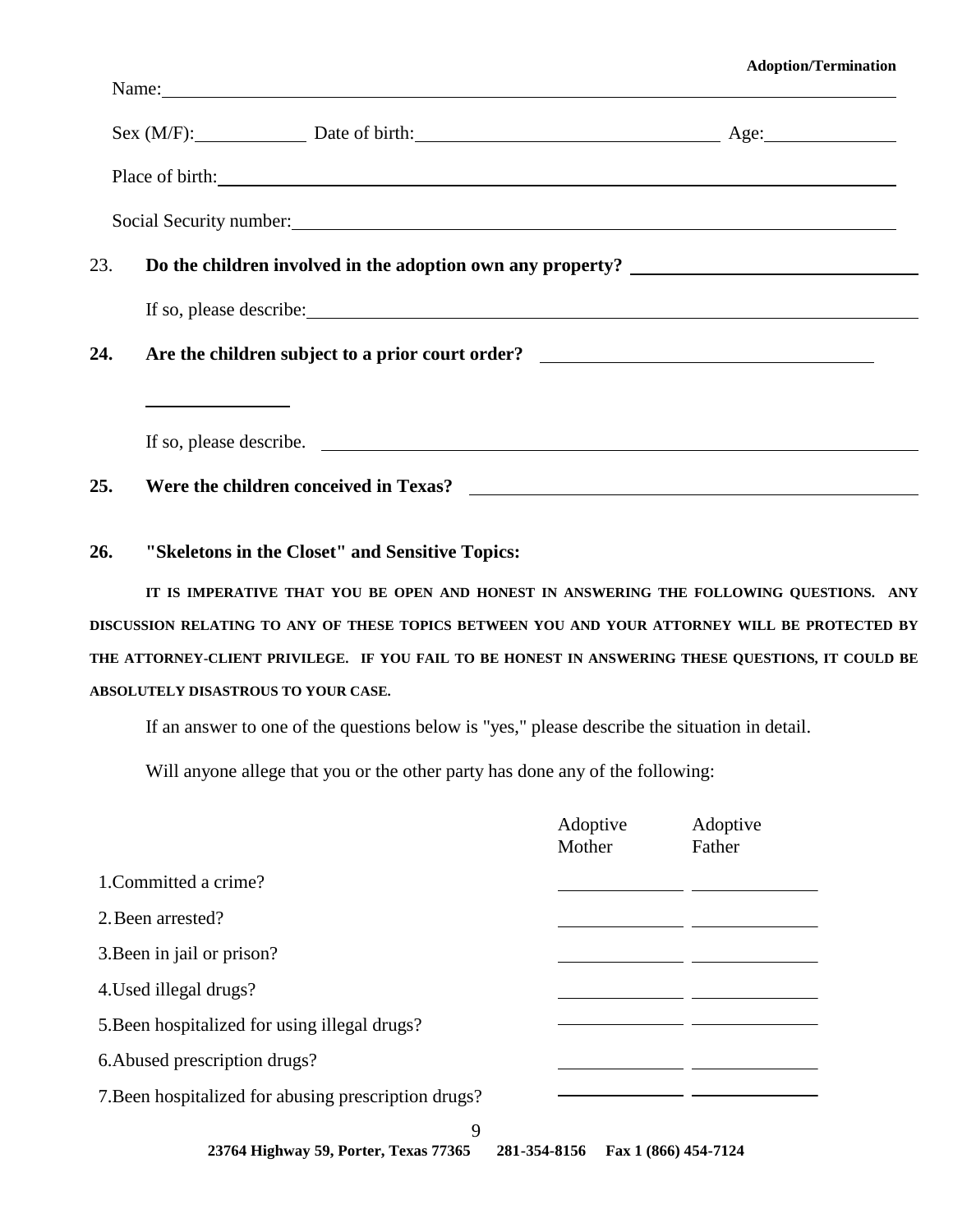Name: \_\_\_\_\_\_\_\_\_\_\_\_\_\_\_\_\_\_\_\_\_\_\_\_\_\_\_\_\_\_\_\_\_\_\_\_\_\_\_\_

Sex (M/F): \_\_\_\_\_\_\_\_\_\_ Date of birth: \_\_\_\_\_\_\_\_\_\_\_\_\_\_\_\_\_\_\_\_ Age: \_\_\_\_\_\_\_\_\_\_

Place of birth: \_\_\_\_\_\_\_\_\_\_\_\_\_\_\_\_\_\_\_\_\_\_\_\_\_\_\_\_\_\_\_\_\_\_\_\_\_\_\_\_

Social Security number: \_\_\_\_\_\_\_\_\_\_\_\_\_\_\_\_\_\_\_\_\_\_\_\_\_\_\_\_\_\_\_\_\_\_\_\_\_\_\_\_

23. **Do the children involved in the adoption own any property?** \_\_\_\_\_\_\_\_\_\_\_\_\_\_\_\_\_\_\_\_

    If so, please describe: \_\_\_\_\_\_\_\_\_\_\_\_\_\_\_\_\_\_\_\_\_\_\_\_\_\_\_\_\_\_\_\_\_\_\_\_\_\_\_\_

24. **Are the children subject to a prior court order?** \_\_\_\_\_\_\_\_\_\_\_\_\_\_\_\_\_\_\_\_

    \_\_\_\_\_\_\_\_\_\_

    If so, please describe. \_\_\_\_\_\_\_\_\_\_\_\_\_\_\_\_\_\_\_\_\_\_\_\_\_\_\_\_\_\_\_\_\_\_\_\_\_\_\_\_

25. **Were the children conceived in Texas?** \_\_\_\_\_\_\_\_\_\_\_\_\_\_\_\_\_\_\_\_

26. **"Skeletons in the Closet" and Sensitive Topics:**

**IT IS IMPERATIVE THAT YOU BE OPEN AND HONEST IN ANSWERING THE FOLLOWING QUESTIONS. ANY DISCUSSION RELATING TO ANY OF THESE TOPICS BETWEEN YOU AND YOUR ATTORNEY WILL BE PROTECTED BY THE ATTORNEY-CLIENT PRIVILEGE. IF YOU FAIL TO BE HONEST IN ANSWERING THESE QUESTIONS, IT COULD BE ABSOLUTELY DISASTROUS TO YOUR CASE.**

If an answer to one of the questions below is "yes," please describe the situation in detail.

Will anyone allege that you or the other party has done any of the following:

| | Adoptive Mother | Adoptive Father |
|---|---|---|
| 1. Committed a crime? | \_\_\_\_\_\_\_\_\_\_ | \_\_\_\_\_\_\_\_\_\_ |
| 2. Been arrested? | \_\_\_\_\_\_\_\_\_\_ | \_\_\_\_\_\_\_\_\_\_ |
| 3. Been in jail or prison? | \_\_\_\_\_\_\_\_\_\_ | \_\_\_\_\_\_\_\_\_\_ |
| 4. Used illegal drugs? | \_\_\_\_\_\_\_\_\_\_ | \_\_\_\_\_\_\_\_\_\_ |
| 5. Been hospitalized for using illegal drugs? | \_\_\_\_\_\_\_\_\_\_ | \_\_\_\_\_\_\_\_\_\_ |
| 6. Abused prescription drugs? | \_\_\_\_\_\_\_\_\_\_ | \_\_\_\_\_\_\_\_\_\_ |
| 7. Been hospitalized for abusing prescription drugs? | \_\_\_\_\_\_\_\_\_\_ | \_\_\_\_\_\_\_\_\_\_ |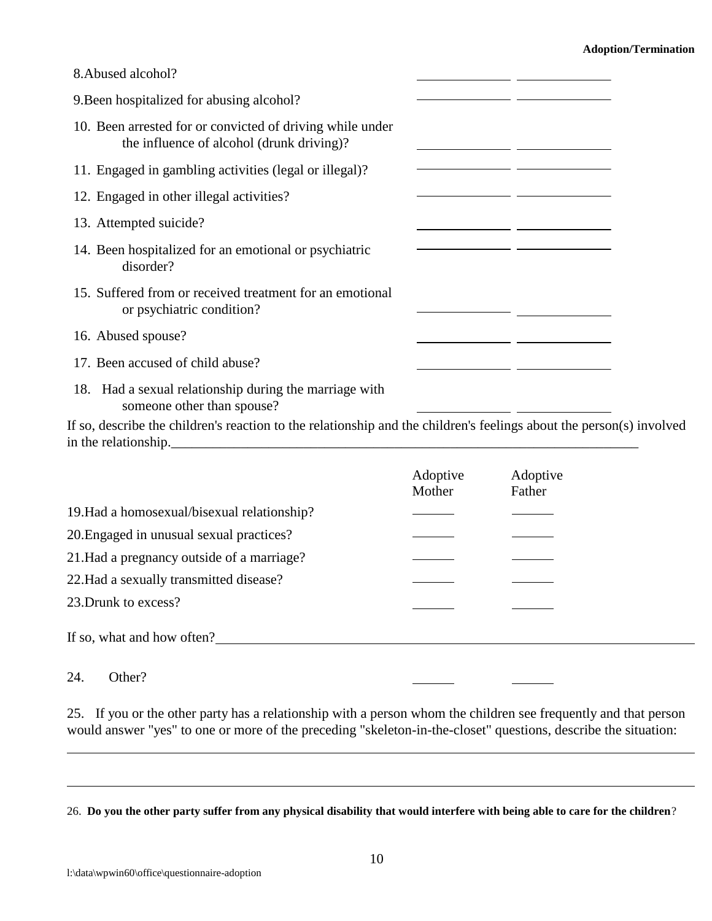8. Abused alcohol? ______ ______

9. Been hospitalized for abusing alcohol? ______ ______

10. Been arrested for or convicted of driving while under the influence of alcohol (drunk driving)? ______ ______

11. Engaged in gambling activities (legal or illegal)? ______ ______

12. Engaged in other illegal activities? ______ ______

13. Attempted suicide? ______ ______

14. Been hospitalized for an emotional or psychiatric disorder? ______ ______

15. Suffered from or received treatment for an emotional or psychiatric condition? ______ ______

16. Abused spouse? ______ ______

17. Been accused of child abuse? ______ ______

18. Had a sexual relationship during the marriage with someone other than spouse? ______ ______

If so, describe the children's reaction to the relationship and the children's feelings about the person(s) involved in the relationship.______________________________________________________________________

| | Adoptive Mother | Adoptive Father |
|---|---|---|
| 19. Had a homosexual/bisexual relationship? | ______ | ______ |
| 20. Engaged in unusual sexual practices? | ______ | ______ |
| 21. Had a pregnancy outside of a marriage? | ______ | ______ |
| 22. Had a sexually transmitted disease? | ______ | ______ |
| 23. Drunk to excess? | ______ | ______ |

If so, what and how often?______________________________________________________________________

| | | |
|---|---|---|
| 24. Other? | ______ | ______ |

25. If you or the other party has a relationship with a person whom the children see frequently and that person would answer "yes" to one or more of the preceding "skeleton-in-the-closet" questions, describe the situation:

______________________________________________________________________

______________________________________________________________________

26. **Do you the other party suffer from any physical disability that would interfere with being able to care for the children**?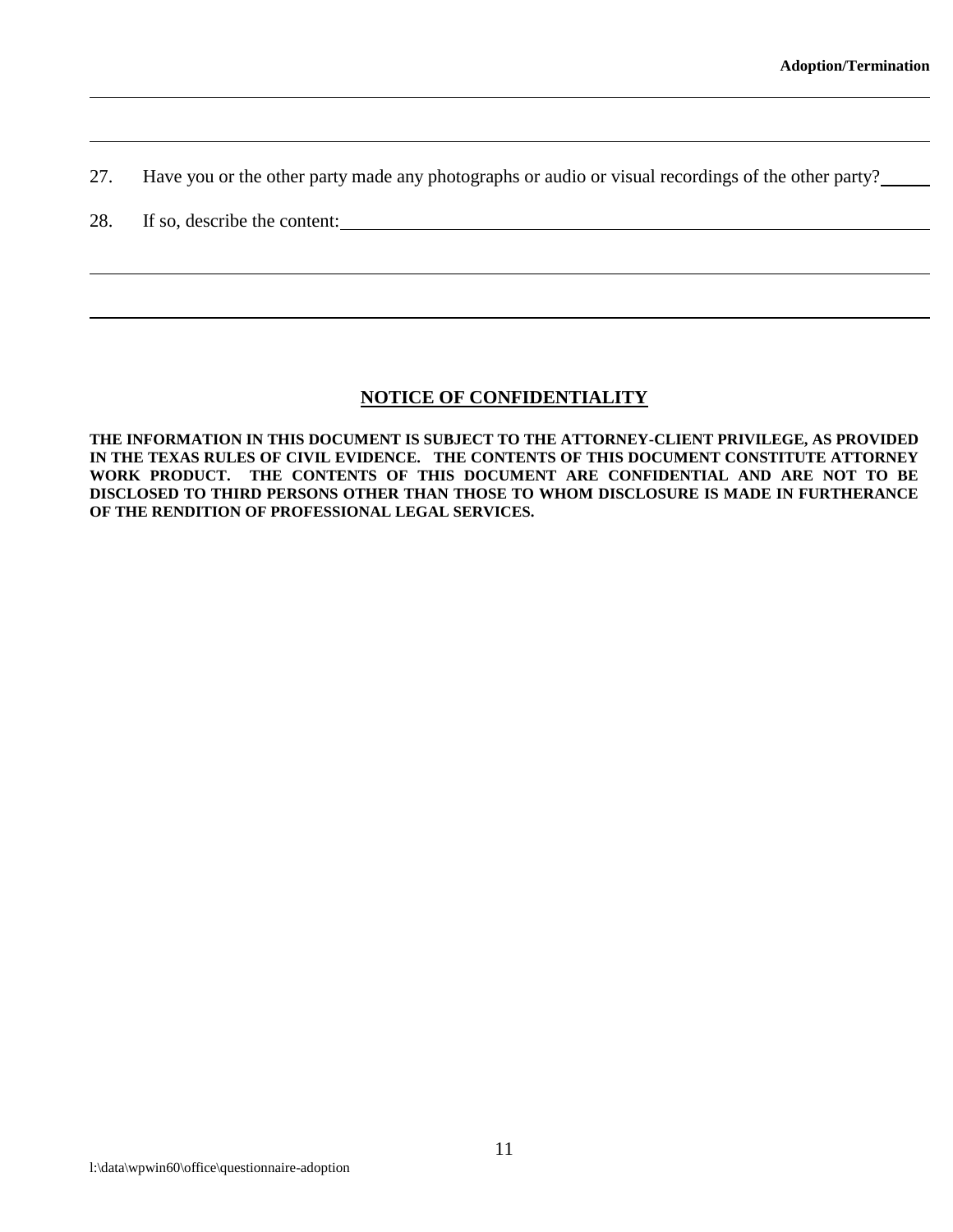27. Have you or the other party made any photographs or audio or visual recordings of the other party? _____

28. If so, describe the content: ______________________________________________

## NOTICE OF CONFIDENTIALITY

**THE INFORMATION IN THIS DOCUMENT IS SUBJECT TO THE ATTORNEY-CLIENT PRIVILEGE, AS PROVIDED IN THE TEXAS RULES OF CIVIL EVIDENCE. THE CONTENTS OF THIS DOCUMENT CONSTITUTE ATTORNEY WORK PRODUCT. THE CONTENTS OF THIS DOCUMENT ARE CONFIDENTIAL AND ARE NOT TO BE DISCLOSED TO THIRD PERSONS OTHER THAN THOSE TO WHOM DISCLOSURE IS MADE IN FURTHERANCE OF THE RENDITION OF PROFESSIONAL LEGAL SERVICES.**